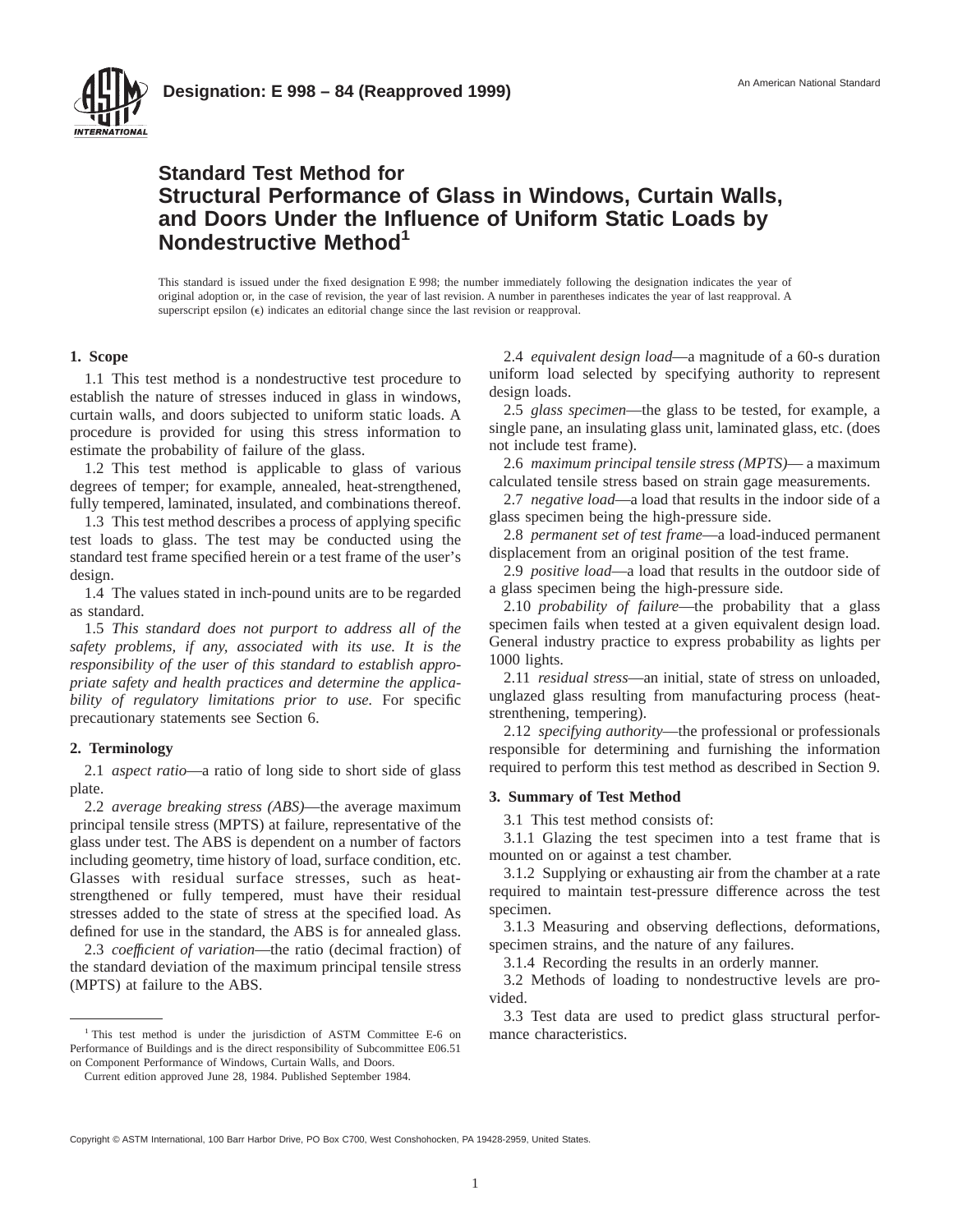**Designation: E 998 – 84 (Reapproved 1999)**

An American National Standard

# Standard Test Method for Structural Performance of Glass in Windows, Curtain Walls, and Doors Under the Influence of Uniform Static Loads by Nondestructive Method[1]

This standard is issued under the fixed designation E 998; the number immediately following the designation indicates the year of original adoption or, in the case of revision, the year of last revision. A number in parentheses indicates the year of last reapproval. A superscript epsilon (ε) indicates an editorial change since the last revision or reapproval.

## 1. Scope

1.1 This test method is a nondestructive test procedure to establish the nature of stresses induced in glass in windows, curtain walls, and doors subjected to uniform static loads. A procedure is provided for using this stress information to estimate the probability of failure of the glass.

1.2 This test method is applicable to glass of various degrees of temper; for example, annealed, heat-strengthened, fully tempered, laminated, insulated, and combinations thereof.

1.3 This test method describes a process of applying specific test loads to glass. The test may be conducted using the standard test frame specified herein or a test frame of the user's design.

1.4 The values stated in inch-pound units are to be regarded as standard.

1.5 *This standard does not purport to address all of the safety problems, if any, associated with its use. It is the responsibility of the user of this standard to establish appropriate safety and health practices and determine the applicability of regulatory limitations prior to use.* For specific precautionary statements see Section 6.

## 2. Terminology

2.1 *aspect ratio*—a ratio of long side to short side of glass plate.

2.2 *average breaking stress (ABS)*—the average maximum principal tensile stress (MPTS) at failure, representative of the glass under test. The ABS is dependent on a number of factors including geometry, time history of load, surface condition, etc. Glasses with residual surface stresses, such as heat-strengthened or fully tempered, must have their residual stresses added to the state of stress at the specified load. As defined for use in the standard, the ABS is for annealed glass.

2.3 *coefficient of variation*—the ratio (decimal fraction) of the standard deviation of the maximum principal tensile stress (MPTS) at failure to the ABS.

2.4 *equivalent design load*—a magnitude of a 60-s duration uniform load selected by specifying authority to represent design loads.

2.5 *glass specimen*—the glass to be tested, for example, a single pane, an insulating glass unit, laminated glass, etc. (does not include test frame).

2.6 *maximum principal tensile stress (MPTS)*— a maximum calculated tensile stress based on strain gage measurements.

2.7 *negative load*—a load that results in the indoor side of a glass specimen being the high-pressure side.

2.8 *permanent set of test frame*—a load-induced permanent displacement from an original position of the test frame.

2.9 *positive load*—a load that results in the outdoor side of a glass specimen being the high-pressure side.

2.10 *probability of failure*—the probability that a glass specimen fails when tested at a given equivalent design load. General industry practice to express probability as lights per 1000 lights.

2.11 *residual stress*—an initial, state of stress on unloaded, unglazed glass resulting from manufacturing process (heat-strenthening, tempering).

2.12 *specifying authority*—the professional or professionals responsible for determining and furnishing the information required to perform this test method as described in Section 9.

## 3. Summary of Test Method

3.1 This test method consists of:

3.1.1 Glazing the test specimen into a test frame that is mounted on or against a test chamber.

3.1.2 Supplying or exhausting air from the chamber at a rate required to maintain test-pressure difference across the test specimen.

3.1.3 Measuring and observing deflections, deformations, specimen strains, and the nature of any failures.

3.1.4 Recording the results in an orderly manner.

3.2 Methods of loading to nondestructive levels are provided.

3.3 Test data are used to predict glass structural performance characteristics.

---

[1] This test method is under the jurisdiction of ASTM Committee E-6 on Performance of Buildings and is the direct responsibility of Subcommittee E06.51 on Component Performance of Windows, Curtain Walls, and Doors.

Current edition approved June 28, 1984. Published September 1984.

Copyright © ASTM International, 100 Barr Harbor Drive, PO Box C700, West Conshohocken, PA 19428-2959, United States.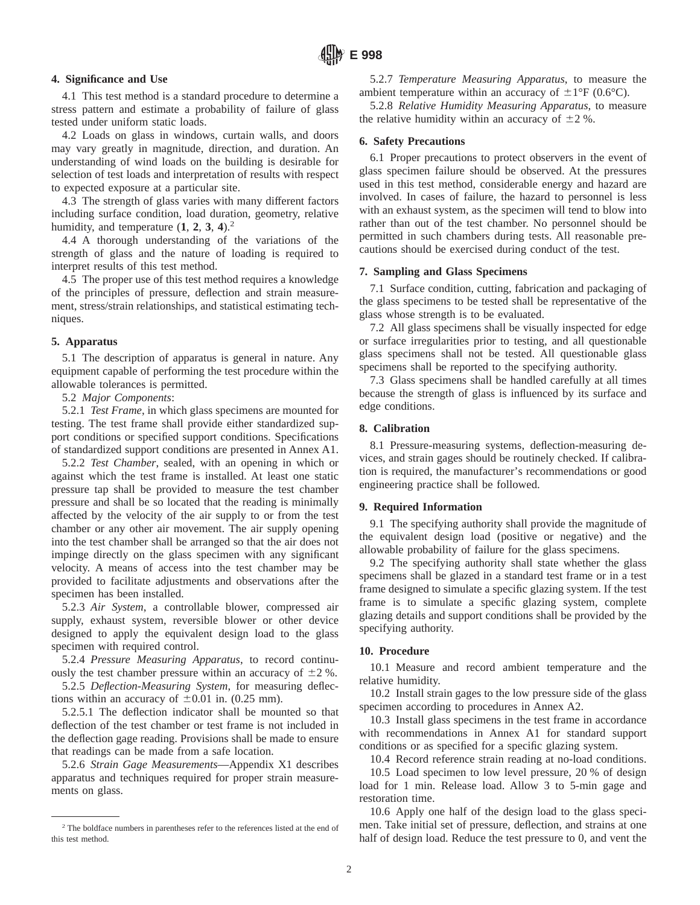## 4. Significance and Use

4.1 This test method is a standard procedure to determine a stress pattern and estimate a probability of failure of glass tested under uniform static loads.

4.2 Loads on glass in windows, curtain walls, and doors may vary greatly in magnitude, direction, and duration. An understanding of wind loads on the building is desirable for selection of test loads and interpretation of results with respect to expected exposure at a particular site.

4.3 The strength of glass varies with many different factors including surface condition, load duration, geometry, relative humidity, and temperature (**1**, **2**, **3**, **4**).[2]

4.4 A thorough understanding of the variations of the strength of glass and the nature of loading is required to interpret results of this test method.

4.5 The proper use of this test method requires a knowledge of the principles of pressure, deflection and strain measurement, stress/strain relationships, and statistical estimating techniques.

## 5. Apparatus

5.1 The description of apparatus is general in nature. Any equipment capable of performing the test procedure within the allowable tolerances is permitted.

5.2 *Major Components*:

5.2.1 *Test Frame*, in which glass specimens are mounted for testing. The test frame shall provide either standardized support conditions or specified support conditions. Specifications of standardized support conditions are presented in Annex A1.

5.2.2 *Test Chamber*, sealed, with an opening in which or against which the test frame is installed. At least one static pressure tap shall be provided to measure the test chamber pressure and shall be so located that the reading is minimally affected by the velocity of the air supply to or from the test chamber or any other air movement. The air supply opening into the test chamber shall be arranged so that the air does not impinge directly on the glass specimen with any significant velocity. A means of access into the test chamber may be provided to facilitate adjustments and observations after the specimen has been installed.

5.2.3 *Air System*, a controllable blower, compressed air supply, exhaust system, reversible blower or other device designed to apply the equivalent design load to the glass specimen with required control.

5.2.4 *Pressure Measuring Apparatus*, to record continuously the test chamber pressure within an accuracy of ±2 %.

5.2.5 *Deflection-Measuring System*, for measuring deflections within an accuracy of ±0.01 in. (0.25 mm).

5.2.5.1 The deflection indicator shall be mounted so that deflection of the test chamber or test frame is not included in the deflection gage reading. Provisions shall be made to ensure that readings can be made from a safe location.

5.2.6 *Strain Gage Measurements*—Appendix X1 describes apparatus and techniques required for proper strain measurements on glass.

5.2.7 *Temperature Measuring Apparatus*, to measure the ambient temperature within an accuracy of ±1°F (0.6°C).

5.2.8 *Relative Humidity Measuring Apparatus*, to measure the relative humidity within an accuracy of ±2 %.

## 6. Safety Precautions

6.1 Proper precautions to protect observers in the event of glass specimen failure should be observed. At the pressures used in this test method, considerable energy and hazard are involved. In cases of failure, the hazard to personnel is less with an exhaust system, as the specimen will tend to blow into rather than out of the test chamber. No personnel should be permitted in such chambers during tests. All reasonable precautions should be exercised during conduct of the test.

## 7. Sampling and Glass Specimens

7.1 Surface condition, cutting, fabrication and packaging of the glass specimens to be tested shall be representative of the glass whose strength is to be evaluated.

7.2 All glass specimens shall be visually inspected for edge or surface irregularities prior to testing, and all questionable glass specimens shall not be tested. All questionable glass specimens shall be reported to the specifying authority.

7.3 Glass specimens shall be handled carefully at all times because the strength of glass is influenced by its surface and edge conditions.

## 8. Calibration

8.1 Pressure-measuring systems, deflection-measuring devices, and strain gages should be routinely checked. If calibration is required, the manufacturer's recommendations or good engineering practice shall be followed.

## 9. Required Information

9.1 The specifying authority shall provide the magnitude of the equivalent design load (positive or negative) and the allowable probability of failure for the glass specimens.

9.2 The specifying authority shall state whether the glass specimens shall be glazed in a standard test frame or in a test frame designed to simulate a specific glazing system. If the test frame is to simulate a specific glazing system, complete glazing details and support conditions shall be provided by the specifying authority.

## 10. Procedure

10.1 Measure and record ambient temperature and the relative humidity.

10.2 Install strain gages to the low pressure side of the glass specimen according to procedures in Annex A2.

10.3 Install glass specimens in the test frame in accordance with recommendations in Annex A1 for standard support conditions or as specified for a specific glazing system.

10.4 Record reference strain reading at no-load conditions.

10.5 Load specimen to low level pressure, 20 % of design load for 1 min. Release load. Allow 3 to 5-min gage and restoration time.

10.6 Apply one half of the design load to the glass specimen. Take initial set of pressure, deflection, and strains at one half of design load. Reduce the test pressure to 0, and vent the

[2] The boldface numbers in parentheses refer to the references listed at the end of this test method.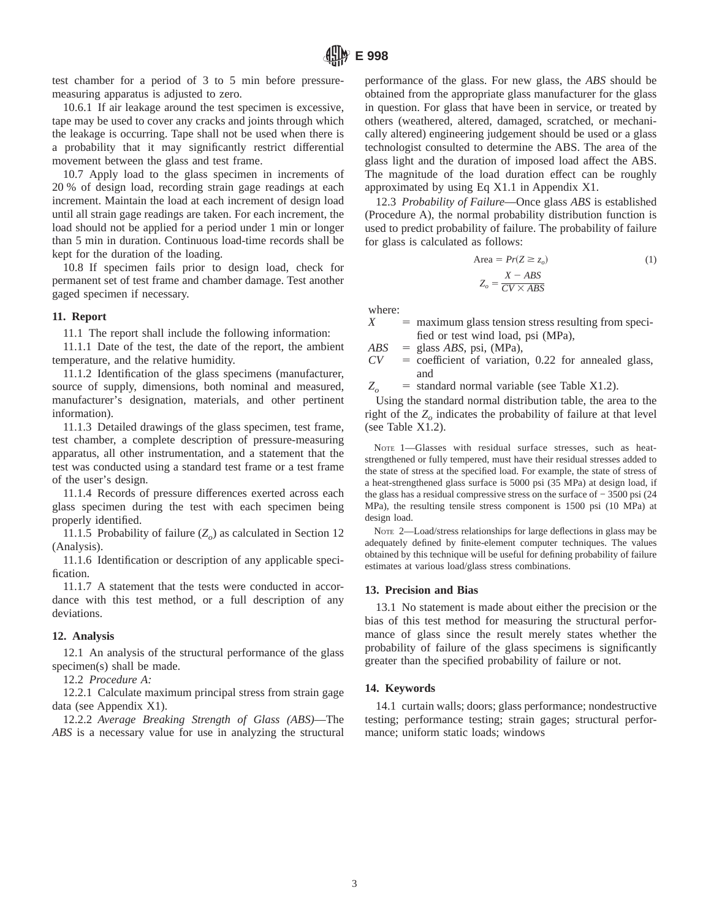test chamber for a period of 3 to 5 min before pressure-measuring apparatus is adjusted to zero.

10.6.1 If air leakage around the test specimen is excessive, tape may be used to cover any cracks and joints through which the leakage is occurring. Tape shall not be used when there is a probability that it may significantly restrict differential movement between the glass and test frame.

10.7 Apply load to the glass specimen in increments of 20 % of design load, recording strain gage readings at each increment. Maintain the load at each increment of design load until all strain gage readings are taken. For each increment, the load should not be applied for a period under 1 min or longer than 5 min in duration. Continuous load-time records shall be kept for the duration of the loading.

10.8 If specimen fails prior to design load, check for permanent set of test frame and chamber damage. Test another gaged specimen if necessary.

## 11. Report

11.1 The report shall include the following information:

11.1.1 Date of the test, the date of the report, the ambient temperature, and the relative humidity.

11.1.2 Identification of the glass specimens (manufacturer, source of supply, dimensions, both nominal and measured, manufacturer's designation, materials, and other pertinent information).

11.1.3 Detailed drawings of the glass specimen, test frame, test chamber, a complete description of pressure-measuring apparatus, all other instrumentation, and a statement that the test was conducted using a standard test frame or a test frame of the user's design.

11.1.4 Records of pressure differences exerted across each glass specimen during the test with each specimen being properly identified.

11.1.5 Probability of failure ($Z_o$) as calculated in Section 12 (Analysis).

11.1.6 Identification or description of any applicable specification.

11.1.7 A statement that the tests were conducted in accordance with this test method, or a full description of any deviations.

## 12. Analysis

12.1 An analysis of the structural performance of the glass specimen(s) shall be made.

12.2 *Procedure A:*

12.2.1 Calculate maximum principal stress from strain gage data (see Appendix X1).

12.2.2 *Average Breaking Strength of Glass (ABS)*—The *ABS* is a necessary value for use in analyzing the structural performance of the glass. For new glass, the *ABS* should be obtained from the appropriate glass manufacturer for the glass in question. For glass that have been in service, or treated by others (weathered, altered, damaged, scratched, or mechanically altered) engineering judgement should be used or a glass technologist consulted to determine the ABS. The area of the glass light and the duration of imposed load affect the ABS. The magnitude of the load duration effect can be roughly approximated by using Eq X1.1 in Appendix X1.

12.3 *Probability of Failure*—Once glass *ABS* is established (Procedure A), the normal probability distribution function is used to predict probability of failure. The probability of failure for glass is calculated as follows:

$$\text{Area} = Pr(Z \geq z_o) \tag{1}$$

$$Z_o = \frac{X - ABS}{CV \times ABS}$$

where:

$X$ = maximum glass tension stress resulting from specified or test wind load, psi (MPa),
$ABS$ = glass *ABS*, psi, (MPa),
$CV$ = coefficient of variation, 0.22 for annealed glass, and
$Z_o$ = standard normal variable (see Table X1.2).

Using the standard normal distribution table, the area to the right of the $Z_o$ indicates the probability of failure at that level (see Table X1.2).

NOTE 1—Glasses with residual surface stresses, such as heat-strengthened or fully tempered, must have their residual stresses added to the state of stress at the specified load. For example, the state of stress of a heat-strengthened glass surface is 5000 psi (35 MPa) at design load, if the glass has a residual compressive stress on the surface of − 3500 psi (24 MPa), the resulting tensile stress component is 1500 psi (10 MPa) at design load.

NOTE 2—Load/stress relationships for large deflections in glass may be adequately defined by finite-element computer techniques. The values obtained by this technique will be useful for defining probability of failure estimates at various load/glass stress combinations.

## 13. Precision and Bias

13.1 No statement is made about either the precision or the bias of this test method for measuring the structural performance of glass since the result merely states whether the probability of failure of the glass specimens is significantly greater than the specified probability of failure or not.

## 14. Keywords

14.1 curtain walls; doors; glass performance; nondestructive testing; performance testing; strain gages; structural performance; uniform static loads; windows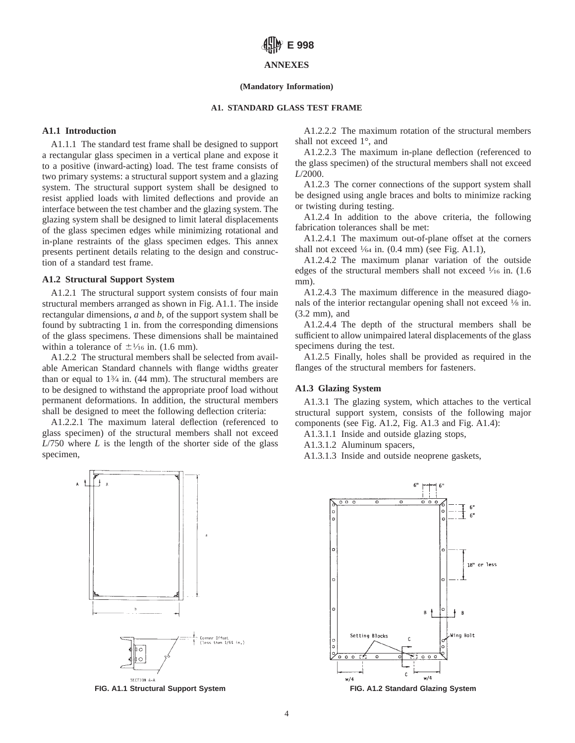## ANNEXES

**(Mandatory Information)**

### A1. STANDARD GLASS TEST FRAME

**A1.1 Introduction**

A1.1.1 The standard test frame shall be designed to support a rectangular glass specimen in a vertical plane and expose it to a positive (inward-acting) load. The test frame consists of two primary systems: a structural support system and a glazing system. The structural support system shall be designed to resist applied loads with limited deflections and provide an interface between the test chamber and the glazing system. The glazing system shall be designed to limit lateral displacements of the glass specimen edges while minimizing rotational and in-plane restraints of the glass specimen edges. This annex presents pertinent details relating to the design and construction of a standard test frame.

**A1.2 Structural Support System**

A1.2.1 The structural support system consists of four main structural members arranged as shown in Fig. A1.1. The inside rectangular dimensions, *a* and *b*, of the support system shall be found by subtracting 1 in. from the corresponding dimensions of the glass specimens. These dimensions shall be maintained within a tolerance of $\pm 1/16$ in. (1.6 mm).

A1.2.2 The structural members shall be selected from available American Standard channels with flange widths greater than or equal to 1¾ in. (44 mm). The structural members are to be designed to withstand the appropriate proof load without permanent deformations. In addition, the structural members shall be designed to meet the following deflection criteria:

A1.2.2.1 The maximum lateral deflection (referenced to glass specimen) of the structural members shall not exceed $L/750$ where $L$ is the length of the shorter side of the glass specimen,

A1.2.2.2 The maximum rotation of the structural members shall not exceed 1°, and

A1.2.2.3 The maximum in-plane deflection (referenced to the glass specimen) of the structural members shall not exceed $L/2000$.

A1.2.3 The corner connections of the support system shall be designed using angle braces and bolts to minimize racking or twisting during testing.

A1.2.4 In addition to the above criteria, the following fabrication tolerances shall be met:

A1.2.4.1 The maximum out-of-plane offset at the corners shall not exceed 1⁄64 in. (0.4 mm) (see Fig. A1.1),

A1.2.4.2 The maximum planar variation of the outside edges of the structural members shall not exceed 1⁄16 in. (1.6 mm).

A1.2.4.3 The maximum difference in the measured diagonals of the interior rectangular opening shall not exceed 1⁄8 in. (3.2 mm), and

A1.2.4.4 The depth of the structural members shall be sufficient to allow unimpaired lateral displacements of the glass specimens during the test.

A1.2.5 Finally, holes shall be provided as required in the flanges of the structural members for fasteners.

**A1.3 Glazing System**

A1.3.1 The glazing system, which attaches to the vertical structural support system, consists of the following major components (see Fig. A1.2, Fig. A1.3 and Fig. A1.4):

A1.3.1.1 Inside and outside glazing stops,

A1.3.1.2 Aluminum spacers,

A1.3.1.3 Inside and outside neoprene gaskets,

FIG. A1.1 Structural Support System

FIG. A1.2 Standard Glazing System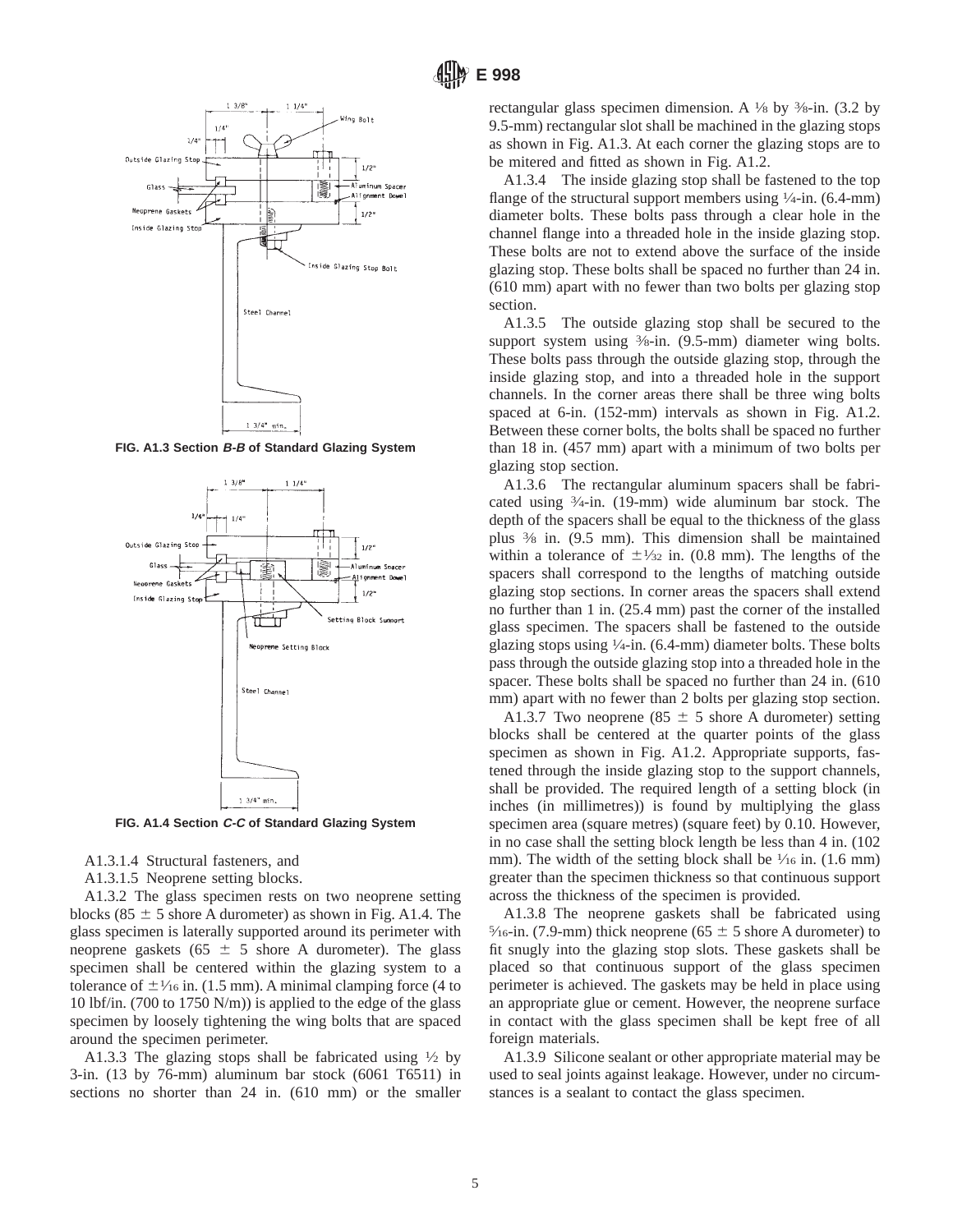FIG. A1.3 Section *B-B* of Standard Glazing System

FIG. A1.4 Section *C-C* of Standard Glazing System

A1.3.1.4 Structural fasteners, and

A1.3.1.5 Neoprene setting blocks.

A1.3.2 The glass specimen rests on two neoprene setting blocks (85 ± 5 shore A durometer) as shown in Fig. A1.4. The glass specimen is laterally supported around its perimeter with neoprene gaskets (65 ± 5 shore A durometer). The glass specimen shall be centered within the glazing system to a tolerance of ±1⁄16 in. (1.5 mm). A minimal clamping force (4 to 10 lbf/in. (700 to 1750 N/m)) is applied to the edge of the glass specimen by loosely tightening the wing bolts that are spaced around the specimen perimeter.

A1.3.3 The glazing stops shall be fabricated using ½ by 3-in. (13 by 76-mm) aluminum bar stock (6061 T6511) in sections no shorter than 24 in. (610 mm) or the smaller rectangular glass specimen dimension. A ⅛ by ⅜-in. (3.2 by 9.5-mm) rectangular slot shall be machined in the glazing stops as shown in Fig. A1.3. At each corner the glazing stops are to be mitered and fitted as shown in Fig. A1.2.

A1.3.4 The inside glazing stop shall be fastened to the top flange of the structural support members using ¼-in. (6.4-mm) diameter bolts. These bolts pass through a clear hole in the channel flange into a threaded hole in the inside glazing stop. These bolts are not to extend above the surface of the inside glazing stop. These bolts shall be spaced no further than 24 in. (610 mm) apart with no fewer than two bolts per glazing stop section.

A1.3.5 The outside glazing stop shall be secured to the support system using ⅜-in. (9.5-mm) diameter wing bolts. These bolts pass through the outside glazing stop, through the inside glazing stop, and into a threaded hole in the support channels. In the corner areas there shall be three wing bolts spaced at 6-in. (152-mm) intervals as shown in Fig. A1.2. Between these corner bolts, the bolts shall be spaced no further than 18 in. (457 mm) apart with a minimum of two bolts per glazing stop section.

A1.3.6 The rectangular aluminum spacers shall be fabricated using ¾-in. (19-mm) wide aluminum bar stock. The depth of the spacers shall be equal to the thickness of the glass plus ⅜ in. (9.5 mm). This dimension shall be maintained within a tolerance of ±1⁄32 in. (0.8 mm). The lengths of the spacers shall correspond to the lengths of matching outside glazing stop sections. In corner areas the spacers shall extend no further than 1 in. (25.4 mm) past the corner of the installed glass specimen. The spacers shall be fastened to the outside glazing stops using ¼-in. (6.4-mm) diameter bolts. These bolts pass through the outside glazing stop into a threaded hole in the spacer. These bolts shall be spaced no further than 24 in. (610 mm) apart with no fewer than 2 bolts per glazing stop section.

A1.3.7 Two neoprene (85 ± 5 shore A durometer) setting blocks shall be centered at the quarter points of the glass specimen as shown in Fig. A1.2. Appropriate supports, fastened through the inside glazing stop to the support channels, shall be provided. The required length of a setting block (in inches (in millimetres)) is found by multiplying the glass specimen area (square metres) (square feet) by 0.10. However, in no case shall the setting block length be less than 4 in. (102 mm). The width of the setting block shall be 1⁄16 in. (1.6 mm) greater than the specimen thickness so that continuous support across the thickness of the specimen is provided.

A1.3.8 The neoprene gaskets shall be fabricated using 5⁄16-in. (7.9-mm) thick neoprene (65 ± 5 shore A durometer) to fit snugly into the glazing stop slots. These gaskets shall be placed so that continuous support of the glass specimen perimeter is achieved. The gaskets may be held in place using an appropriate glue or cement. However, the neoprene surface in contact with the glass specimen shall be kept free of all foreign materials.

A1.3.9 Silicone sealant or other appropriate material may be used to seal joints against leakage. However, under no circumstances is a sealant to contact the glass specimen.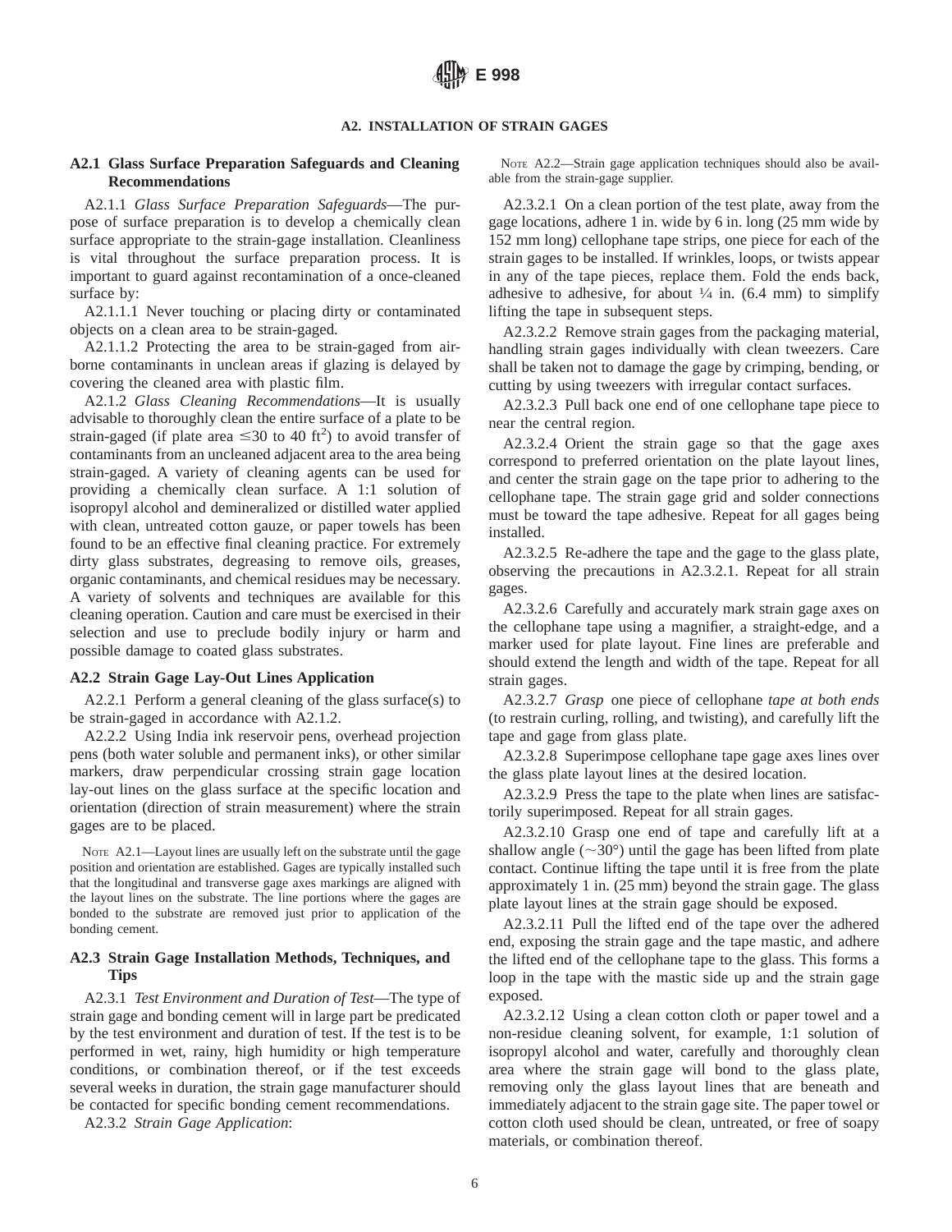## A2. INSTALLATION OF STRAIN GAGES

### A2.1 Glass Surface Preparation Safeguards and Cleaning Recommendations

A2.1.1 *Glass Surface Preparation Safeguards*—The purpose of surface preparation is to develop a chemically clean surface appropriate to the strain-gage installation. Cleanliness is vital throughout the surface preparation process. It is important to guard against recontamination of a once-cleaned surface by:

A2.1.1.1 Never touching or placing dirty or contaminated objects on a clean area to be strain-gaged.

A2.1.1.2 Protecting the area to be strain-gaged from airborne contaminants in unclean areas if glazing is delayed by covering the cleaned area with plastic film.

A2.1.2 *Glass Cleaning Recommendations*—It is usually advisable to thoroughly clean the entire surface of a plate to be strain-gaged (if plate area $\leq$30 to 40 ft$^2$) to avoid transfer of contaminants from an uncleaned adjacent area to the area being strain-gaged. A variety of cleaning agents can be used for providing a chemically clean surface. A 1:1 solution of isopropyl alcohol and demineralized or distilled water applied with clean, untreated cotton gauze, or paper towels has been found to be an effective final cleaning practice. For extremely dirty glass substrates, degreasing to remove oils, greases, organic contaminants, and chemical residues may be necessary. A variety of solvents and techniques are available for this cleaning operation. Caution and care must be exercised in their selection and use to preclude bodily injury or harm and possible damage to coated glass substrates.

### A2.2 Strain Gage Lay-Out Lines Application

A2.2.1 Perform a general cleaning of the glass surface(s) to be strain-gaged in accordance with A2.1.2.

A2.2.2 Using India ink reservoir pens, overhead projection pens (both water soluble and permanent inks), or other similar markers, draw perpendicular crossing strain gage location lay-out lines on the glass surface at the specific location and orientation (direction of strain measurement) where the strain gages are to be placed.

NOTE A2.1—Layout lines are usually left on the substrate until the gage position and orientation are established. Gages are typically installed such that the longitudinal and transverse gage axes markings are aligned with the layout lines on the substrate. The line portions where the gages are bonded to the substrate are removed just prior to application of the bonding cement.

### A2.3 Strain Gage Installation Methods, Techniques, and Tips

A2.3.1 *Test Environment and Duration of Test*—The type of strain gage and bonding cement will in large part be predicated by the test environment and duration of test. If the test is to be performed in wet, rainy, high humidity or high temperature conditions, or combination thereof, or if the test exceeds several weeks in duration, the strain gage manufacturer should be contacted for specific bonding cement recommendations.

A2.3.2 *Strain Gage Application*:

NOTE A2.2—Strain gage application techniques should also be available from the strain-gage supplier.

A2.3.2.1 On a clean portion of the test plate, away from the gage locations, adhere 1 in. wide by 6 in. long (25 mm wide by 152 mm long) cellophane tape strips, one piece for each of the strain gages to be installed. If wrinkles, loops, or twists appear in any of the tape pieces, replace them. Fold the ends back, adhesive to adhesive, for about ¼ in. (6.4 mm) to simplify lifting the tape in subsequent steps.

A2.3.2.2 Remove strain gages from the packaging material, handling strain gages individually with clean tweezers. Care shall be taken not to damage the gage by crimping, bending, or cutting by using tweezers with irregular contact surfaces.

A2.3.2.3 Pull back one end of one cellophane tape piece to near the central region.

A2.3.2.4 Orient the strain gage so that the gage axes correspond to preferred orientation on the plate layout lines, and center the strain gage on the tape prior to adhering to the cellophane tape. The strain gage grid and solder connections must be toward the tape adhesive. Repeat for all gages being installed.

A2.3.2.5 Re-adhere the tape and the gage to the glass plate, observing the precautions in A2.3.2.1. Repeat for all strain gages.

A2.3.2.6 Carefully and accurately mark strain gage axes on the cellophane tape using a magnifier, a straight-edge, and a marker used for plate layout. Fine lines are preferable and should extend the length and width of the tape. Repeat for all strain gages.

A2.3.2.7 *Grasp* one piece of cellophane *tape at both ends* (to restrain curling, rolling, and twisting), and carefully lift the tape and gage from glass plate.

A2.3.2.8 Superimpose cellophane tape gage axes lines over the glass plate layout lines at the desired location.

A2.3.2.9 Press the tape to the plate when lines are satisfactorily superimposed. Repeat for all strain gages.

A2.3.2.10 Grasp one end of tape and carefully lift at a shallow angle (~30°) until the gage has been lifted from plate contact. Continue lifting the tape until it is free from the plate approximately 1 in. (25 mm) beyond the strain gage. The glass plate layout lines at the strain gage should be exposed.

A2.3.2.11 Pull the lifted end of the tape over the adhered end, exposing the strain gage and the tape mastic, and adhere the lifted end of the cellophane tape to the glass. This forms a loop in the tape with the mastic side up and the strain gage exposed.

A2.3.2.12 Using a clean cotton cloth or paper towel and a non-residue cleaning solvent, for example, 1:1 solution of isopropyl alcohol and water, carefully and thoroughly clean area where the strain gage will bond to the glass plate, removing only the glass layout lines that are beneath and immediately adjacent to the strain gage site. The paper towel or cotton cloth used should be clean, untreated, or free of soapy materials, or combination thereof.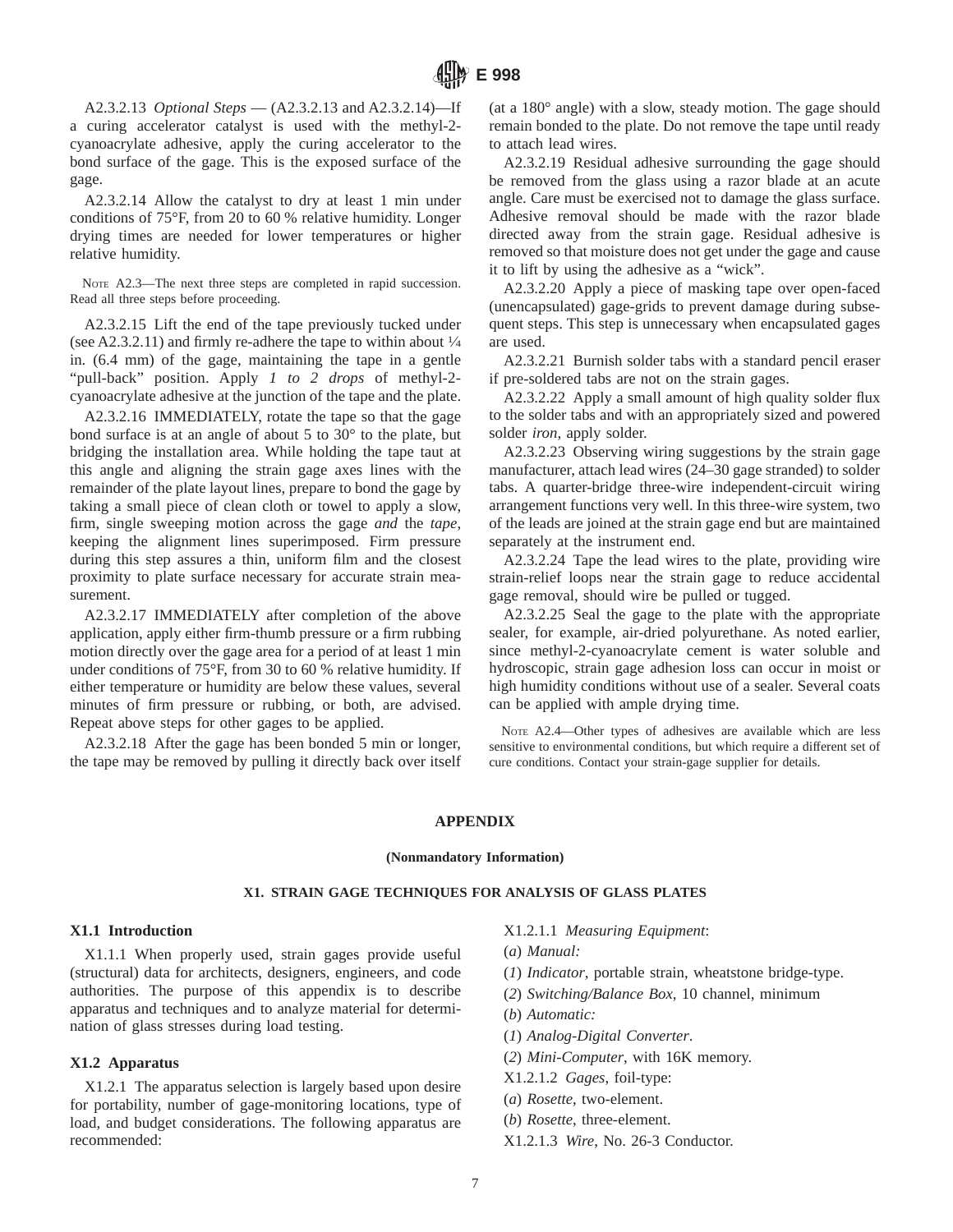A2.3.2.13 *Optional Steps* — (A2.3.2.13 and A2.3.2.14)—If a curing accelerator catalyst is used with the methyl-2-cyanoacrylate adhesive, apply the curing accelerator to the bond surface of the gage. This is the exposed surface of the gage.

A2.3.2.14 Allow the catalyst to dry at least 1 min under conditions of 75°F, from 20 to 60 % relative humidity. Longer drying times are needed for lower temperatures or higher relative humidity.

NOTE A2.3—The next three steps are completed in rapid succession. Read all three steps before proceeding.

A2.3.2.15 Lift the end of the tape previously tucked under (see A2.3.2.11) and firmly re-adhere the tape to within about ¼ in. (6.4 mm) of the gage, maintaining the tape in a gentle "pull-back" position. Apply *1 to 2 drops* of methyl-2-cyanoacrylate adhesive at the junction of the tape and the plate.

A2.3.2.16 IMMEDIATELY, rotate the tape so that the gage bond surface is at an angle of about 5 to 30° to the plate, but bridging the installation area. While holding the tape taut at this angle and aligning the strain gage axes lines with the remainder of the plate layout lines, prepare to bond the gage by taking a small piece of clean cloth or towel to apply a slow, firm, single sweeping motion across the gage *and* the *tape*, keeping the alignment lines superimposed. Firm pressure during this step assures a thin, uniform film and the closest proximity to plate surface necessary for accurate strain measurement.

A2.3.2.17 IMMEDIATELY after completion of the above application, apply either firm-thumb pressure or a firm rubbing motion directly over the gage area for a period of at least 1 min under conditions of 75°F, from 30 to 60 % relative humidity. If either temperature or humidity are below these values, several minutes of firm pressure or rubbing, or both, are advised. Repeat above steps for other gages to be applied.

A2.3.2.18 After the gage has been bonded 5 min or longer, the tape may be removed by pulling it directly back over itself (at a 180° angle) with a slow, steady motion. The gage should remain bonded to the plate. Do not remove the tape until ready to attach lead wires.

A2.3.2.19 Residual adhesive surrounding the gage should be removed from the glass using a razor blade at an acute angle. Care must be exercised not to damage the glass surface. Adhesive removal should be made with the razor blade directed away from the strain gage. Residual adhesive is removed so that moisture does not get under the gage and cause it to lift by using the adhesive as a "wick".

A2.3.2.20 Apply a piece of masking tape over open-faced (unencapsulated) gage-grids to prevent damage during subsequent steps. This step is unnecessary when encapsulated gages are used.

A2.3.2.21 Burnish solder tabs with a standard pencil eraser if pre-soldered tabs are not on the strain gages.

A2.3.2.22 Apply a small amount of high quality solder flux to the solder tabs and with an appropriately sized and powered solder *iron*, apply solder.

A2.3.2.23 Observing wiring suggestions by the strain gage manufacturer, attach lead wires (24–30 gage stranded) to solder tabs. A quarter-bridge three-wire independent-circuit wiring arrangement functions very well. In this three-wire system, two of the leads are joined at the strain gage end but are maintained separately at the instrument end.

A2.3.2.24 Tape the lead wires to the plate, providing wire strain-relief loops near the strain gage to reduce accidental gage removal, should wire be pulled or tugged.

A2.3.2.25 Seal the gage to the plate with the appropriate sealer, for example, air-dried polyurethane. As noted earlier, since methyl-2-cyanoacrylate cement is water soluble and hydroscopic, strain gage adhesion loss can occur in moist or high humidity conditions without use of a sealer. Several coats can be applied with ample drying time.

NOTE A2.4—Other types of adhesives are available which are less sensitive to environmental conditions, but which require a different set of cure conditions. Contact your strain-gage supplier for details.

# APPENDIX

**(Nonmandatory Information)**

## X1. STRAIN GAGE TECHNIQUES FOR ANALYSIS OF GLASS PLATES

### X1.1 Introduction

X1.1.1 When properly used, strain gages provide useful (structural) data for architects, designers, engineers, and code authorities. The purpose of this appendix is to describe apparatus and techniques and to analyze material for determination of glass stresses during load testing.

### X1.2 Apparatus

X1.2.1 The apparatus selection is largely based upon desire for portability, number of gage-monitoring locations, type of load, and budget considerations. The following apparatus are recommended:

X1.2.1.1 *Measuring Equipment*:

(*a*) *Manual:*

(*1*) *Indicator*, portable strain, wheatstone bridge-type.

(*2*) *Switching/Balance Box*, 10 channel, minimum

(*b*) *Automatic:*

(*1*) *Analog-Digital Converter*.

(*2*) *Mini-Computer*, with 16K memory.

X1.2.1.2 *Gages*, foil-type:

(*a*) *Rosette*, two-element.

(*b*) *Rosette*, three-element.

X1.2.1.3 *Wire*, No. 26-3 Conductor.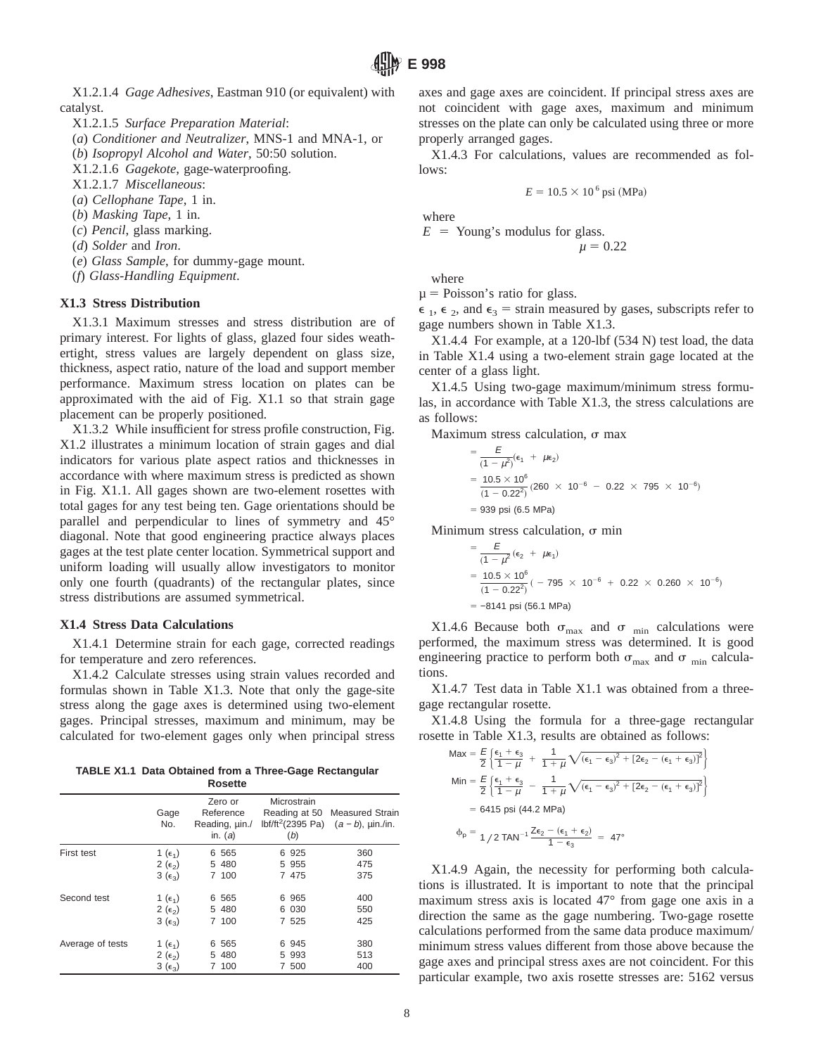X1.2.1.4 *Gage Adhesives*, Eastman 910 (or equivalent) with catalyst.

X1.2.1.5 *Surface Preparation Material*:

(*a*) *Conditioner and Neutralizer*, MNS-1 and MNA-1, or

(*b*) *Isopropyl Alcohol and Water*, 50:50 solution.

X1.2.1.6 *Gagekote*, gage-waterproofing.

X1.2.1.7 *Miscellaneous*:

(*a*) *Cellophane Tape*, 1 in.

(*b*) *Masking Tape*, 1 in.

(*c*) *Pencil*, glass marking.

(*d*) *Solder* and *Iron*.

(*e*) *Glass Sample*, for dummy-gage mount.

(*f*) *Glass-Handling Equipment*.

**X1.3 Stress Distribution**

X1.3.1 Maximum stresses and stress distribution are of primary interest. For lights of glass, glazed four sides weathertight, stress values are largely dependent on glass size, thickness, aspect ratio, nature of the load and support member performance. Maximum stress location on plates can be approximated with the aid of Fig. X1.1 so that strain gage placement can be properly positioned.

X1.3.2 While insufficient for stress profile construction, Fig. X1.2 illustrates a minimum location of strain gages and dial indicators for various plate aspect ratios and thicknesses in accordance with where maximum stress is predicted as shown in Fig. X1.1. All gages shown are two-element rosettes with total gages for any test being ten. Gage orientations should be parallel and perpendicular to lines of symmetry and 45° diagonal. Note that good engineering practice always places gages at the test plate center location. Symmetrical support and uniform loading will usually allow investigators to monitor only one fourth (quadrants) of the rectangular plates, since stress distributions are assumed symmetrical.

**X1.4 Stress Data Calculations**

X1.4.1 Determine strain for each gage, corrected readings for temperature and zero references.

X1.4.2 Calculate stresses using strain values recorded and formulas shown in Table X1.3. Note that only the gage-site stress along the gage axes is determined using two-element gages. Principal stresses, maximum and minimum, may be calculated for two-element gages only when principal stress axes and gage axes are coincident. If principal stress axes are not coincident with gage axes, maximum and minimum stresses on the plate can only be calculated using three or more properly arranged gages.

**TABLE X1.1 Data Obtained from a Three-Gage Rectangular Rosette**

| | Gage No. | Zero or Reference Reading, µin./in. (*a*) | Microstrain Reading at 50 lbf/ft$^2$(2395 Pa) (*b*) | Measured Strain (*a* − *b*), µin./in. |
|---|---|---|---|---|
| First test | 1 ($\epsilon_1$) | 6 565 | 6 925 | 360 |
| | 2 ($\epsilon_2$) | 5 480 | 5 955 | 475 |
| | 3 ($\epsilon_3$) | 7 100 | 7 475 | 375 |
| Second test | 1 ($\epsilon_1$) | 6 565 | 6 965 | 400 |
| | 2 ($\epsilon_2$) | 5 480 | 6 030 | 550 |
| | 3 ($\epsilon_3$) | 7 100 | 7 525 | 425 |
| Average of tests | 1 ($\epsilon_1$) | 6 565 | 6 945 | 380 |
| | 2 ($\epsilon_2$) | 5 480 | 5 993 | 513 |
| | 3 ($\epsilon_3$) | 7 100 | 7 500 | 400 |

X1.4.3 For calculations, values are recommended as follows:

$$E = 10.5 \times 10^6 \text{ psi (MPa)}$$

where

$E$ = Young's modulus for glass.

$$\mu = 0.22$$

where

$\mu$ = Poisson's ratio for glass.

$\epsilon_1$, $\epsilon_2$, and $\epsilon_3$ = strain measured by gases, subscripts refer to gage numbers shown in Table X1.3.

X1.4.4 For example, at a 120-lbf (534 N) test load, the data in Table X1.4 using a two-element strain gage located at the center of a glass light.

X1.4.5 Using two-gage maximum/minimum stress formulas, in accordance with Table X1.3, the stress calculations are as follows:

Maximum stress calculation, σ max

$$= \frac{E}{(1-\mu^2)}(\epsilon_1 + \mu\epsilon_2)$$

$$= \frac{10.5 \times 10^6}{(1-0.22^2)}(260 \times 10^{-6} - 0.22 \times 795 \times 10^{-6})$$

$$= 939 \text{ psi (6.5 MPa)}$$

Minimum stress calculation, σ min

$$= \frac{E}{(1-\mu^2}(\epsilon_2 + \mu\epsilon_1)$$

$$= \frac{10.5 \times 10^6}{(1-0.22^2)}(-795 \times 10^{-6} + 0.22 \times 0.260 \times 10^{-6})$$

$$= -8141 \text{ psi (56.1 MPa)}$$

X1.4.6 Because both $\sigma_{max}$ and $\sigma_{min}$ calculations were performed, the maximum stress was determined. It is good engineering practice to perform both $\sigma_{max}$ and $\sigma_{min}$ calculations.

X1.4.7 Test data in Table X1.1 was obtained from a three-gage rectangular rosette.

X1.4.8 Using the formula for a three-gage rectangular rosette in Table X1.3, results are obtained as follows:

$$\text{Max} = \frac{E}{2}\left\{\frac{\epsilon_1 + \epsilon_3}{1-\mu} + \frac{1}{1+\mu}\sqrt{(\epsilon_1 - \epsilon_3)^2 + [2\epsilon_2 - (\epsilon_1 + \epsilon_3)]^2}\right\}$$

$$\text{Min} = \frac{E}{2}\left\{\frac{\epsilon_1 + \epsilon_3}{1-\mu} - \frac{1}{1+\mu}\sqrt{(\epsilon_1 - \epsilon_3)^2 + [2\epsilon_2 - (\epsilon_1 + \epsilon_3)]^2}\right\}$$

$$= 6415 \text{ psi (44.2 MPa)}$$

$$\phi_p = 1/2 \text{ TAN}^{-1} \frac{Z\epsilon_2 - (\epsilon_1 + \epsilon_2)}{1 - \epsilon_3} = 47°$$

X1.4.9 Again, the necessity for performing both calculations is illustrated. It is important to note that the principal maximum stress axis is located 47° from gage one axis in a direction the same as the gage numbering. Two-gage rosette calculations performed from the same data produce maximum/minimum stress values different from those above because the gage axes and principal stress axes are not coincident. For this particular example, two axis rosette stresses are: 5162 versus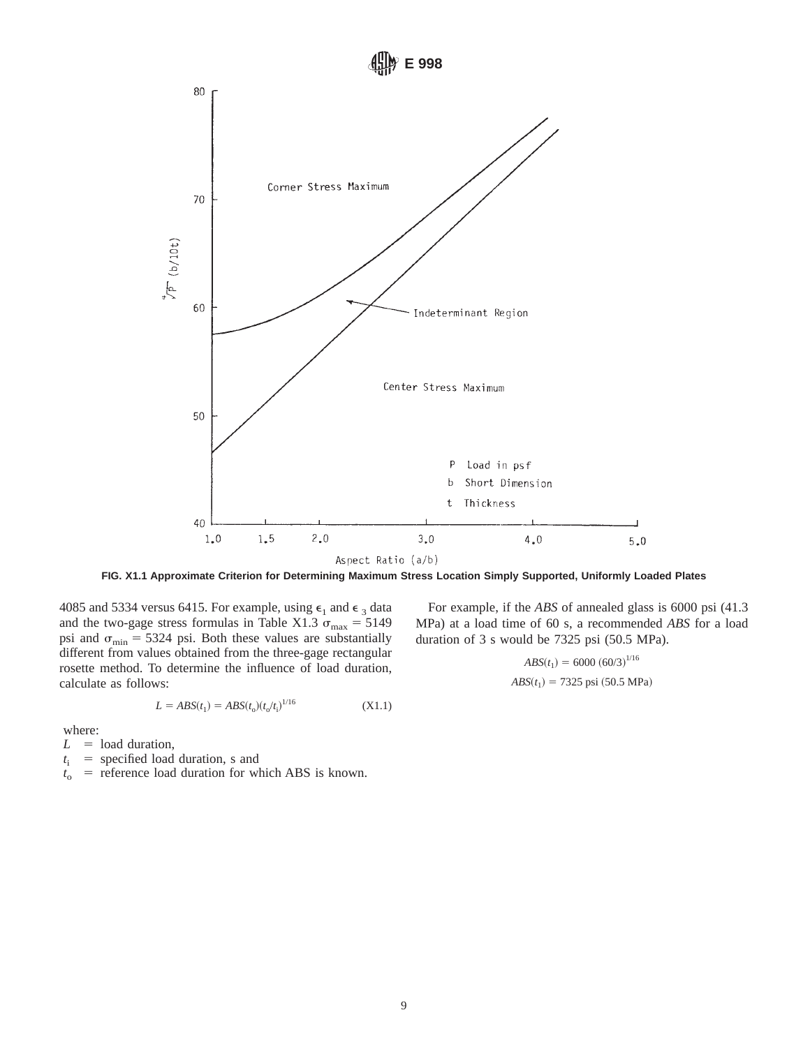FIG. X1.1 Approximate Criterion for Determining Maximum Stress Location Simply Supported, Uniformly Loaded Plates

4085 and 5334 versus 6415. For example, using $\epsilon_1$ and $\epsilon_3$ data and the two-gage stress formulas in Table X1.3 $\sigma_{max}$ = 5149 psi and $\sigma_{min}$ = 5324 psi. Both these values are substantially different from values obtained from the three-gage rectangular rosette method. To determine the influence of load duration, calculate as follows:

$$L = ABS(t_1) = ABS(t_o)(t_o/t_i)^{1/16} \tag{X1.1}$$

where:

$L$ = load duration,

$t_i$ = specified load duration, s and

$t_o$ = reference load duration for which ABS is known.

For example, if the *ABS* of annealed glass is 6000 psi (41.3 MPa) at a load time of 60 s, a recommended *ABS* for a load duration of 3 s would be 7325 psi (50.5 MPa).

$$ABS(t_1) = 6000\ (60/3)^{1/16}$$

$$ABS(t_1) = 7325 \text{ psi } (50.5 \text{ MPa})$$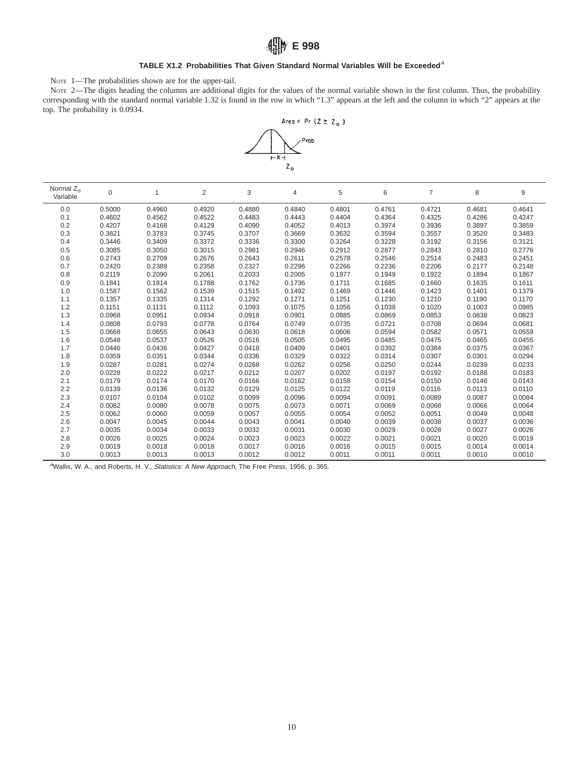### TABLE X1.2 Probabilities That Given Standard Normal Variables Will be Exceeded[A]

NOTE 1—The probabilities shown are for the upper-tail.

NOTE 2—The digits heading the columns are additional digits for the values of the normal variable shown in the first column. Thus, the probability corresponding with the standard normal variable 1.32 is found in the row in which "1.3" appears at the left and the column in which "2" appears at the top. The probability is 0.0934.

Area = Pr ($Z \geq Z_o$)

| Normal $Z_o$ Variable | 0 | 1 | 2 | 3 | 4 | 5 | 6 | 7 | 8 | 9 |
|---|---|---|---|---|---|---|---|---|---|---|
| 0.0 | 0.5000 | 0.4960 | 0.4920 | 0.4880 | 0.4840 | 0.4801 | 0.4761 | 0.4721 | 0.4681 | 0.4641 |
| 0.1 | 0.4602 | 0.4562 | 0.4522 | 0.4483 | 0.4443 | 0.4404 | 0.4364 | 0.4325 | 0.4286 | 0.4247 |
| 0.2 | 0.4207 | 0.4168 | 0.4129 | 0.4090 | 0.4052 | 0.4013 | 0.3974 | 0.3936 | 0.3897 | 0.3859 |
| 0.3 | 0.3821 | 0.3783 | 0.3745 | 0.3707 | 0.3669 | 0.3632 | 0.3594 | 0.3557 | 0.3520 | 0.3483 |
| 0.4 | 0.3446 | 0.3409 | 0.3372 | 0.3336 | 0.3300 | 0.3264 | 0.3228 | 0.3192 | 0.3156 | 0.3121 |
| 0.5 | 0.3085 | 0.3050 | 0.3015 | 0.2981 | 0.2946 | 0.2912 | 0.2877 | 0.2843 | 0.2810 | 0.2776 |
| 0.6 | 0.2743 | 0.2709 | 0.2676 | 0.2643 | 0.2611 | 0.2578 | 0.2546 | 0.2514 | 0.2483 | 0.2451 |
| 0.7 | 0.2420 | 0.2389 | 0.2358 | 0.2327 | 0.2296 | 0.2266 | 0.2236 | 0.2206 | 0.2177 | 0.2148 |
| 0.8 | 0.2119 | 0.2090 | 0.2061 | 0.2033 | 0.2005 | 0.1977 | 0.1949 | 0.1922 | 0.1894 | 0.1867 |
| 0.9 | 0.1841 | 0.1814 | 0.1788 | 0.1762 | 0.1736 | 0.1711 | 0.1685 | 0.1660 | 0.1635 | 0.1611 |
| 1.0 | 0.1587 | 0.1562 | 0.1539 | 0.1515 | 0.1492 | 0.1469 | 0.1446 | 0.1423 | 0.1401 | 0.1379 |
| 1.1 | 0.1357 | 0.1335 | 0.1314 | 0.1292 | 0.1271 | 0.1251 | 0.1230 | 0.1210 | 0.1190 | 0.1170 |
| 1.2 | 0.1151 | 0.1131 | 0.1112 | 0.1093 | 0.1075 | 0.1056 | 0.1038 | 0.1020 | 0.1003 | 0.0985 |
| 1.3 | 0.0968 | 0.0951 | 0.0934 | 0.0918 | 0.0901 | 0.0885 | 0.0869 | 0.0853 | 0.0838 | 0.0823 |
| 1.4 | 0.0808 | 0.0793 | 0.0778 | 0.0764 | 0.0749 | 0.0735 | 0.0721 | 0.0708 | 0.0694 | 0.0681 |
| 1.5 | 0.0668 | 0.0655 | 0.0643 | 0.0630 | 0.0618 | 0.0606 | 0.0594 | 0.0582 | 0.0571 | 0.0559 |
| 1.6 | 0.0548 | 0.0537 | 0.0526 | 0.0516 | 0.0505 | 0.0495 | 0.0485 | 0.0475 | 0.0465 | 0.0455 |
| 1.7 | 0.0446 | 0.0436 | 0.0427 | 0.0418 | 0.0409 | 0.0401 | 0.0392 | 0.0384 | 0.0375 | 0.0367 |
| 1.8 | 0.0359 | 0.0351 | 0.0344 | 0.0336 | 0.0329 | 0.0322 | 0.0314 | 0.0307 | 0.0301 | 0.0294 |
| 1.9 | 0.0287 | 0.0281 | 0.0274 | 0.0268 | 0.0262 | 0.0256 | 0.0250 | 0.0244 | 0.0239 | 0.0233 |
| 2.0 | 0.0228 | 0.0222 | 0.0217 | 0.0212 | 0.0207 | 0.0202 | 0.0197 | 0.0192 | 0.0188 | 0.0183 |
| 2.1 | 0.0179 | 0.0174 | 0.0170 | 0.0166 | 0.0162 | 0.0158 | 0.0154 | 0.0150 | 0.0146 | 0.0143 |
| 2.2 | 0.0139 | 0.0136 | 0.0132 | 0.0129 | 0.0125 | 0.0122 | 0.0119 | 0.0116 | 0.0113 | 0.0110 |
| 2.3 | 0.0107 | 0.0104 | 0.0102 | 0.0099 | 0.0096 | 0.0094 | 0.0091 | 0.0089 | 0.0087 | 0.0084 |
| 2.4 | 0.0082 | 0.0080 | 0.0078 | 0.0075 | 0.0073 | 0.0071 | 0.0069 | 0.0068 | 0.0066 | 0.0064 |
| 2.5 | 0.0062 | 0.0060 | 0.0059 | 0.0057 | 0.0055 | 0.0054 | 0.0052 | 0.0051 | 0.0049 | 0.0048 |
| 2.6 | 0.0047 | 0.0045 | 0.0044 | 0.0043 | 0.0041 | 0.0040 | 0.0039 | 0.0038 | 0.0037 | 0.0036 |
| 2.7 | 0.0035 | 0.0034 | 0.0033 | 0.0032 | 0.0031 | 0.0030 | 0.0029 | 0.0028 | 0.0027 | 0.0026 |
| 2.8 | 0.0026 | 0.0025 | 0.0024 | 0.0023 | 0.0023 | 0.0022 | 0.0021 | 0.0021 | 0.0020 | 0.0019 |
| 2.9 | 0.0019 | 0.0018 | 0.0018 | 0.0017 | 0.0016 | 0.0016 | 0.0015 | 0.0015 | 0.0014 | 0.0014 |
| 3.0 | 0.0013 | 0.0013 | 0.0013 | 0.0012 | 0.0012 | 0.0011 | 0.0011 | 0.0011 | 0.0010 | 0.0010 |

[A] Wallis, W. A., and Roberts, H. V., *Statistics: A New Approach*, The Free Press, 1956, p. 365.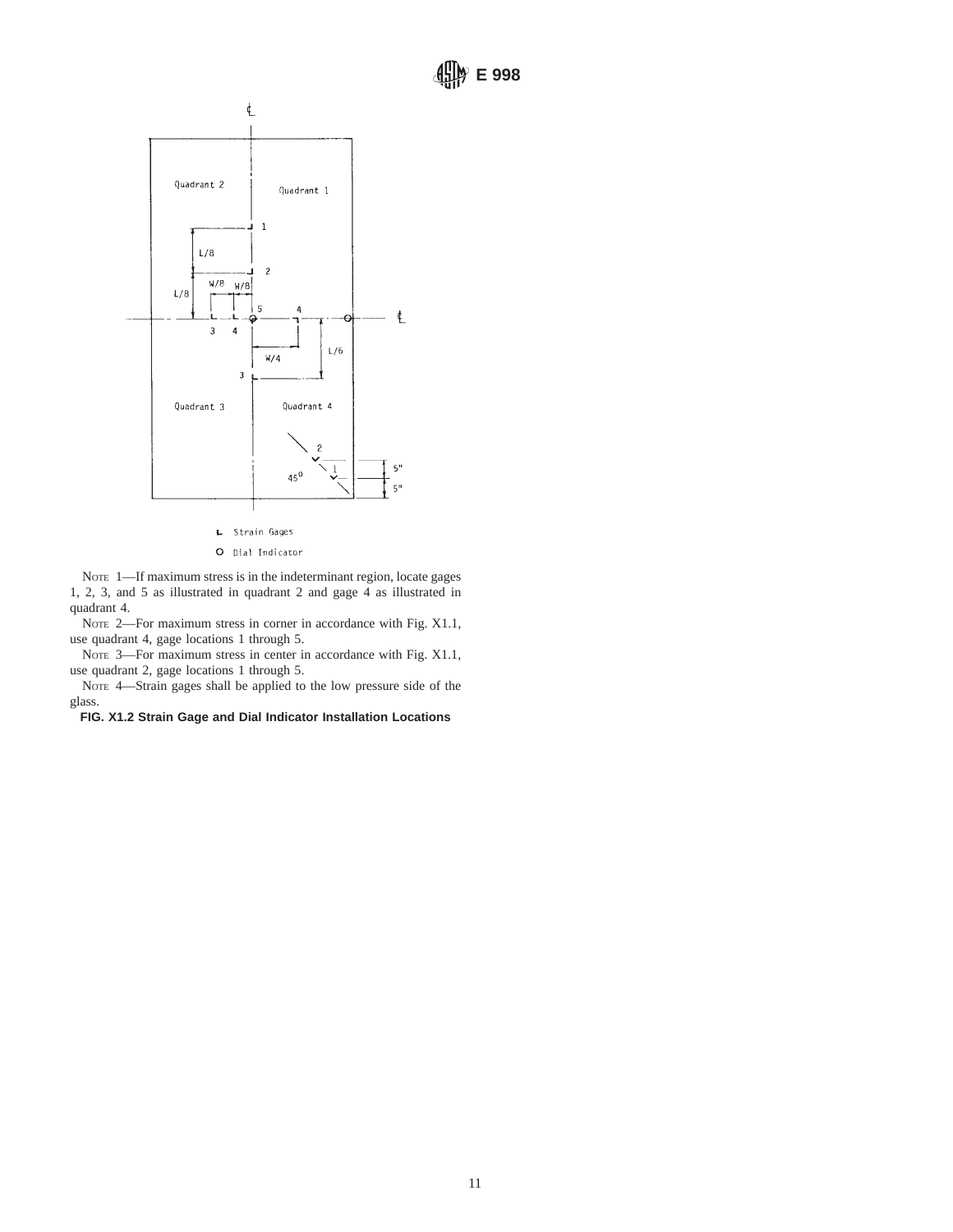NOTE 1—If maximum stress is in the indeterminant region, locate gages 1, 2, 3, and 5 as illustrated in quadrant 2 and gage 4 as illustrated in quadrant 4.

NOTE 2—For maximum stress in corner in accordance with Fig. X1.1, use quadrant 4, gage locations 1 through 5.

NOTE 3—For maximum stress in center in accordance with Fig. X1.1, use quadrant 2, gage locations 1 through 5.

NOTE 4—Strain gages shall be applied to the low pressure side of the glass.

**FIG. X1.2 Strain Gage and Dial Indicator Installation Locations**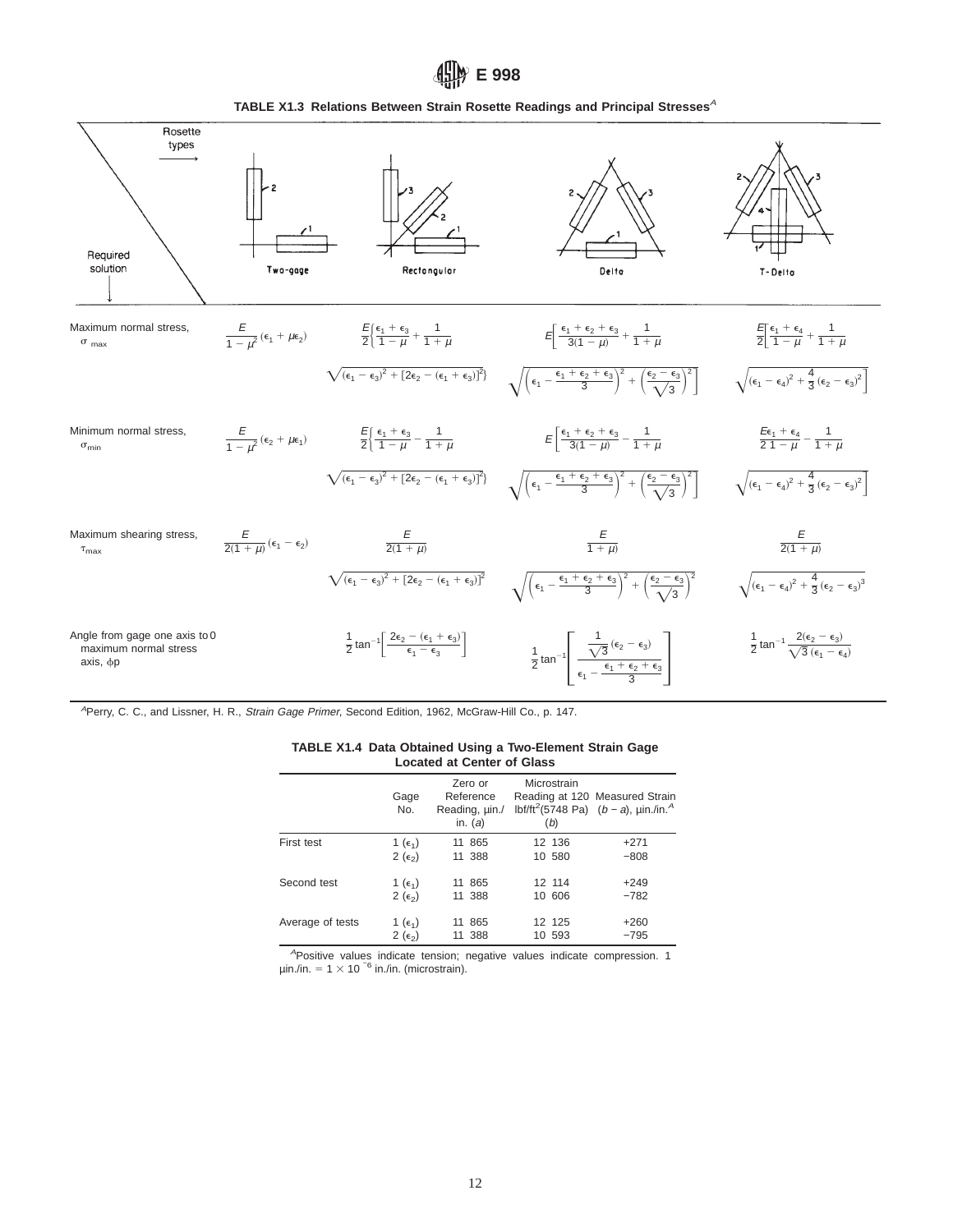**TABLE X1.3 Relations Between Strain Rosette Readings and Principal Stresses**[A]

| Required solution \ Rosette types | Two-gage | Rectangular | Delta | T-Delta |
|---|---|---|---|---|
| Maximum normal stress, $\sigma_{max}$ | $\frac{E}{1-\mu^2}(\epsilon_1 + \mu\epsilon_2)$ | $\frac{E}{2}\left\{\frac{\epsilon_1+\epsilon_3}{1-\mu} + \frac{1}{1+\mu}\sqrt{(\epsilon_1-\epsilon_3)^2+[2\epsilon_2-(\epsilon_1+\epsilon_3)]^2}\right\}$ | $E\left[\frac{\epsilon_1+\epsilon_2+\epsilon_3}{3(1-\mu)} + \frac{1}{1+\mu}\sqrt{\left(\epsilon_1-\frac{\epsilon_1+\epsilon_2+\epsilon_3}{3}\right)^2+\left(\frac{\epsilon_2-\epsilon_3}{\sqrt{3}}\right)^2}\right]$ | $\frac{E}{2}\left[\frac{\epsilon_1+\epsilon_4}{1-\mu} + \frac{1}{1+\mu}\sqrt{(\epsilon_1-\epsilon_4)^2+\frac{4}{3}(\epsilon_2-\epsilon_3)^2}\right]$ |
| Minimum normal stress, $\sigma_{min}$ | $\frac{E}{1-\mu^2}(\epsilon_2 + \mu\epsilon_1)$ | $\frac{E}{2}\left\{\frac{\epsilon_1+\epsilon_3}{1-\mu} - \frac{1}{1+\mu}\sqrt{(\epsilon_1-\epsilon_3)^2+[2\epsilon_2-(\epsilon_1+\epsilon_3)]^2}\right\}$ | $E\left[\frac{\epsilon_1+\epsilon_2+\epsilon_3}{3(1-\mu)} - \frac{1}{1+\mu}\sqrt{\left(\epsilon_1-\frac{\epsilon_1+\epsilon_2+\epsilon_3}{3}\right)^2+\left(\frac{\epsilon_2-\epsilon_3}{\sqrt{3}}\right)^2}\right]$ | $\frac{E}{2}\left[\frac{\epsilon_1+\epsilon_4}{1-\mu} - \frac{1}{1+\mu}\sqrt{(\epsilon_1-\epsilon_4)^2+\frac{4}{3}(\epsilon_2-\epsilon_3)^2}\right]$ |
| Maximum shearing stress, $\tau_{max}$ | $\frac{E}{2(1+\mu)}(\epsilon_1 - \epsilon_2)$ | $\frac{E}{2(1+\mu)}\sqrt{(\epsilon_1-\epsilon_3)^2+[2\epsilon_2-(\epsilon_1+\epsilon_3)]^2}$ | $\frac{E}{1+\mu}\sqrt{\left(\epsilon_1-\frac{\epsilon_1+\epsilon_2+\epsilon_3}{3}\right)^2+\left(\frac{\epsilon_2-\epsilon_3}{\sqrt{3}}\right)^2}$ | $\frac{E}{2(1+\mu)}\sqrt{(\epsilon_1-\epsilon_4)^2+\frac{4}{3}(\epsilon_2-\epsilon_3)^3}$ |
| Angle from gage one axis to maximum normal stress axis, $\phi p$ | 0 | $\frac{1}{2}\tan^{-1}\left[\frac{2\epsilon_2-(\epsilon_1+\epsilon_3)}{\epsilon_1-\epsilon_3}\right]$ | $\frac{1}{2}\tan^{-1}\left[\frac{\frac{1}{\sqrt{3}}(\epsilon_2-\epsilon_3)}{\epsilon_1-\frac{\epsilon_1+\epsilon_2+\epsilon_3}{3}}\right]$ | $\frac{1}{2}\tan^{-1}\frac{2(\epsilon_2-\epsilon_3)}{\sqrt{3}(\epsilon_1-\epsilon_4)}$ |

[A] Perry, C. C., and Lissner, H. R., *Strain Gage Primer*, Second Edition, 1962, McGraw-Hill Co., p. 147.

**TABLE X1.4 Data Obtained Using a Two-Element Strain Gage Located at Center of Glass**

| | Gage No. | Zero or Reference Reading, µin./in. (*a*) | Microstrain Reading at 120 lbf/ft²(5748 Pa) (*b*) | Measured Strain (*b* − *a*), µin./in.[A] |
|---|---|---|---|---|
| First test | 1 ($\epsilon_1$) | 11 865 | 12 136 | +271 |
| | 2 ($\epsilon_2$) | 11 388 | 10 580 | −808 |
| Second test | 1 ($\epsilon_1$) | 11 865 | 12 114 | +249 |
| | 2 ($\epsilon_2$) | 11 388 | 10 606 | −782 |
| Average of tests | 1 ($\epsilon_1$) | 11 865 | 12 125 | +260 |
| | 2 ($\epsilon_2$) | 11 388 | 10 593 | −795 |

[A] Positive values indicate tension; negative values indicate compression. 1 µin./in. = $1 \times 10^{-6}$ in./in. (microstrain).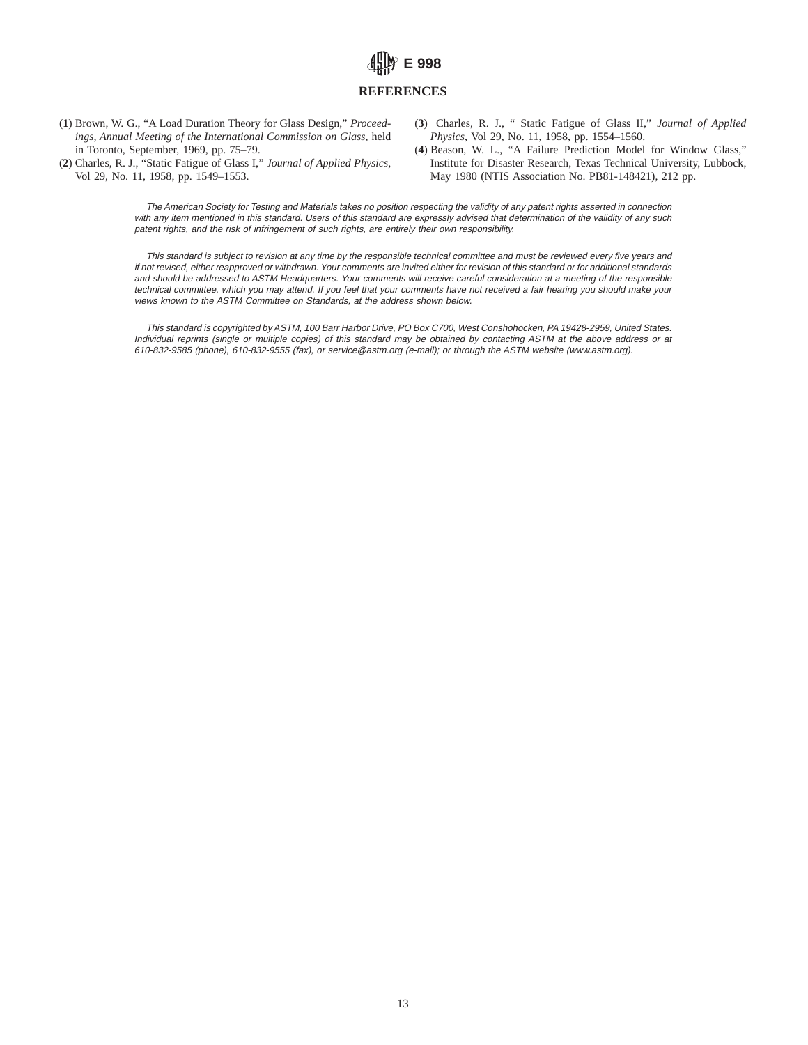## REFERENCES

(**1**) Brown, W. G., "A Load Duration Theory for Glass Design," *Proceedings, Annual Meeting of the International Commission on Glass,* held in Toronto, September, 1969, pp. 75–79.

(**2**) Charles, R. J., "Static Fatigue of Glass I," *Journal of Applied Physics,* Vol 29, No. 11, 1958, pp. 1549–1553.

(**3**) Charles, R. J., " Static Fatigue of Glass II," *Journal of Applied Physics,* Vol 29, No. 11, 1958, pp. 1554–1560.

(**4**) Beason, W. L., "A Failure Prediction Model for Window Glass," Institute for Disaster Research, Texas Technical University, Lubbock, May 1980 (NTIS Association No. PB81-148421), 212 pp.

*The American Society for Testing and Materials takes no position respecting the validity of any patent rights asserted in connection with any item mentioned in this standard. Users of this standard are expressly advised that determination of the validity of any such patent rights, and the risk of infringement of such rights, are entirely their own responsibility.*

*This standard is subject to revision at any time by the responsible technical committee and must be reviewed every five years and if not revised, either reapproved or withdrawn. Your comments are invited either for revision of this standard or for additional standards and should be addressed to ASTM Headquarters. Your comments will receive careful consideration at a meeting of the responsible technical committee, which you may attend. If you feel that your comments have not received a fair hearing you should make your views known to the ASTM Committee on Standards, at the address shown below.*

*This standard is copyrighted by ASTM, 100 Barr Harbor Drive, PO Box C700, West Conshohocken, PA 19428-2959, United States. Individual reprints (single or multiple copies) of this standard may be obtained by contacting ASTM at the above address or at 610-832-9585 (phone), 610-832-9555 (fax), or service@astm.org (e-mail); or through the ASTM website (www.astm.org).*